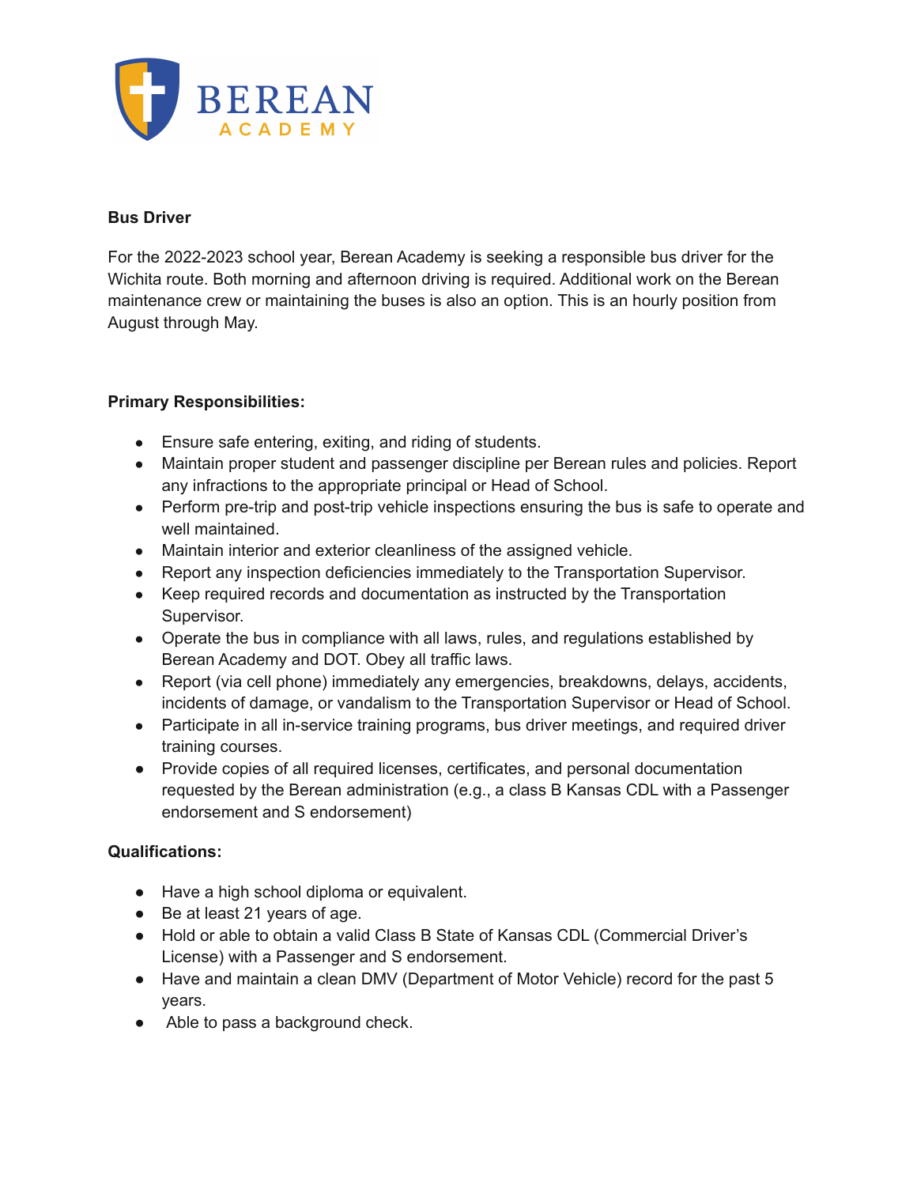BEREAN
ACADEMY

**Bus Driver**

For the 2022-2023 school year, Berean Academy is seeking a responsible bus driver for the Wichita route. Both morning and afternoon driving is required. Additional work on the Berean maintenance crew or maintaining the buses is also an option. This is an hourly position from August through May.

**Primary Responsibilities:**

- Ensure safe entering, exiting, and riding of students.
- Maintain proper student and passenger discipline per Berean rules and policies. Report any infractions to the appropriate principal or Head of School.
- Perform pre-trip and post-trip vehicle inspections ensuring the bus is safe to operate and well maintained.
- Maintain interior and exterior cleanliness of the assigned vehicle.
- Report any inspection deficiencies immediately to the Transportation Supervisor.
- Keep required records and documentation as instructed by the Transportation Supervisor.
- Operate the bus in compliance with all laws, rules, and regulations established by Berean Academy and DOT. Obey all traffic laws.
- Report (via cell phone) immediately any emergencies, breakdowns, delays, accidents, incidents of damage, or vandalism to the Transportation Supervisor or Head of School.
- Participate in all in-service training programs, bus driver meetings, and required driver training courses.
- Provide copies of all required licenses, certificates, and personal documentation requested by the Berean administration (e.g., a class B Kansas CDL with a Passenger endorsement and S endorsement)

**Qualifications:**

- Have a high school diploma or equivalent.
- Be at least 21 years of age.
- Hold or able to obtain a valid Class B State of Kansas CDL (Commercial Driver's License) with a Passenger and S endorsement.
- Have and maintain a clean DMV (Department of Motor Vehicle) record for the past 5 years.
- Able to pass a background check.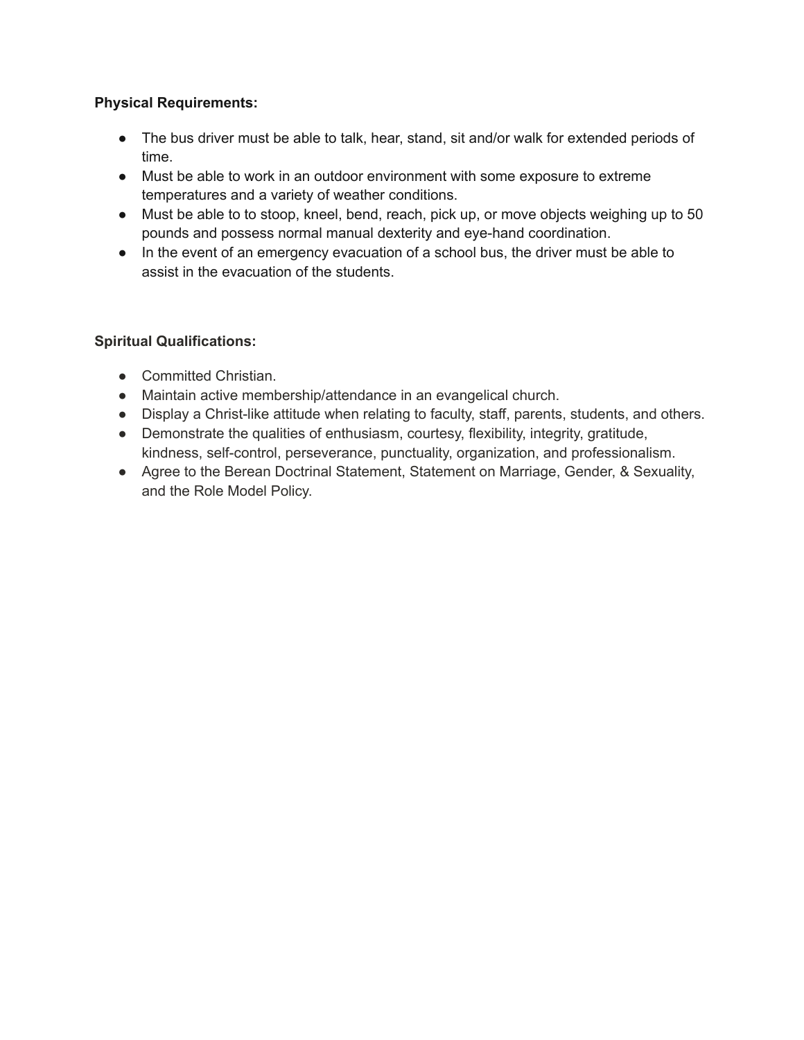**Physical Requirements:**

- The bus driver must be able to talk, hear, stand, sit and/or walk for extended periods of time.
- Must be able to work in an outdoor environment with some exposure to extreme temperatures and a variety of weather conditions.
- Must be able to to stoop, kneel, bend, reach, pick up, or move objects weighing up to 50 pounds and possess normal manual dexterity and eye-hand coordination.
- In the event of an emergency evacuation of a school bus, the driver must be able to assist in the evacuation of the students.

**Spiritual Qualifications:**

- Committed Christian.
- Maintain active membership/attendance in an evangelical church.
- Display a Christ-like attitude when relating to faculty, staff, parents, students, and others.
- Demonstrate the qualities of enthusiasm, courtesy, flexibility, integrity, gratitude, kindness, self-control, perseverance, punctuality, organization, and professionalism.
- Agree to the Berean Doctrinal Statement, Statement on Marriage, Gender, & Sexuality, and the Role Model Policy.